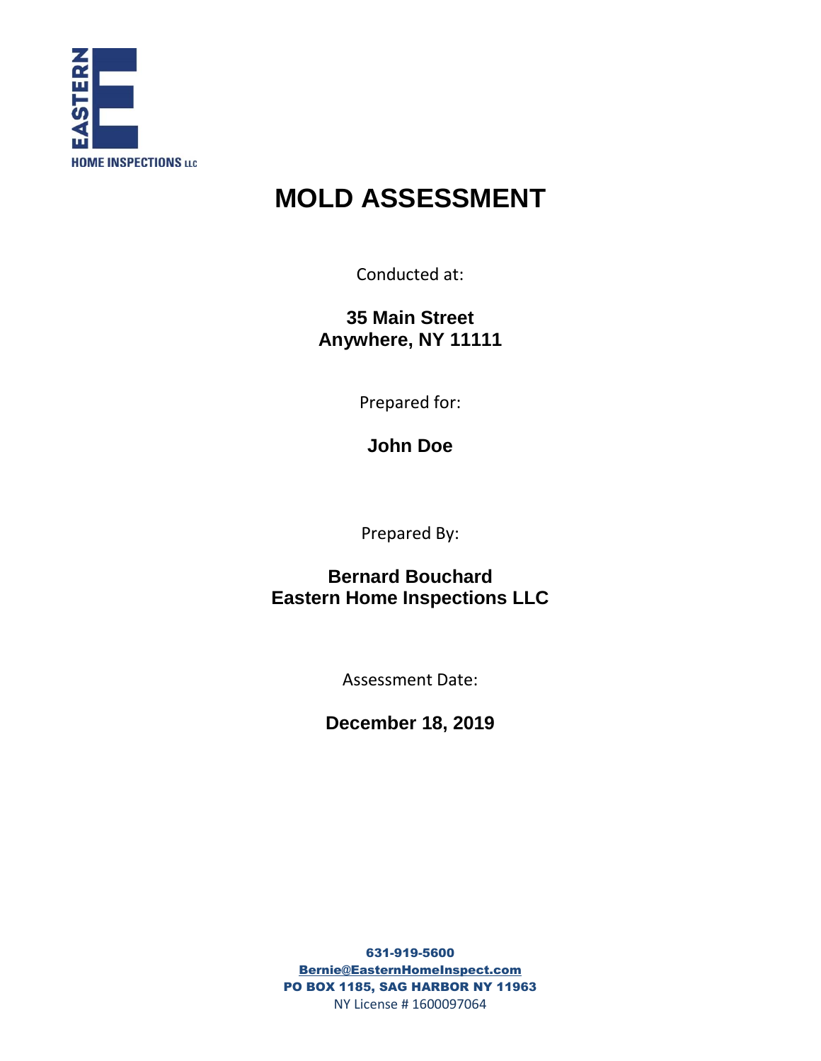EASTERN HOME INSPECTIONS LLC

# MOLD ASSESSMENT

Conducted at:

**35 Main Street**
**Anywhere, NY 11111**

Prepared for:

**John Doe**

Prepared By:

**Bernard Bouchard**
**Eastern Home Inspections LLC**

Assessment Date:

**December 18, 2019**

**631-919-5600**
**Bernie@EasternHomeInspect.com**
**PO BOX 1185, SAG HARBOR NY 11963**
NY License # 1600097064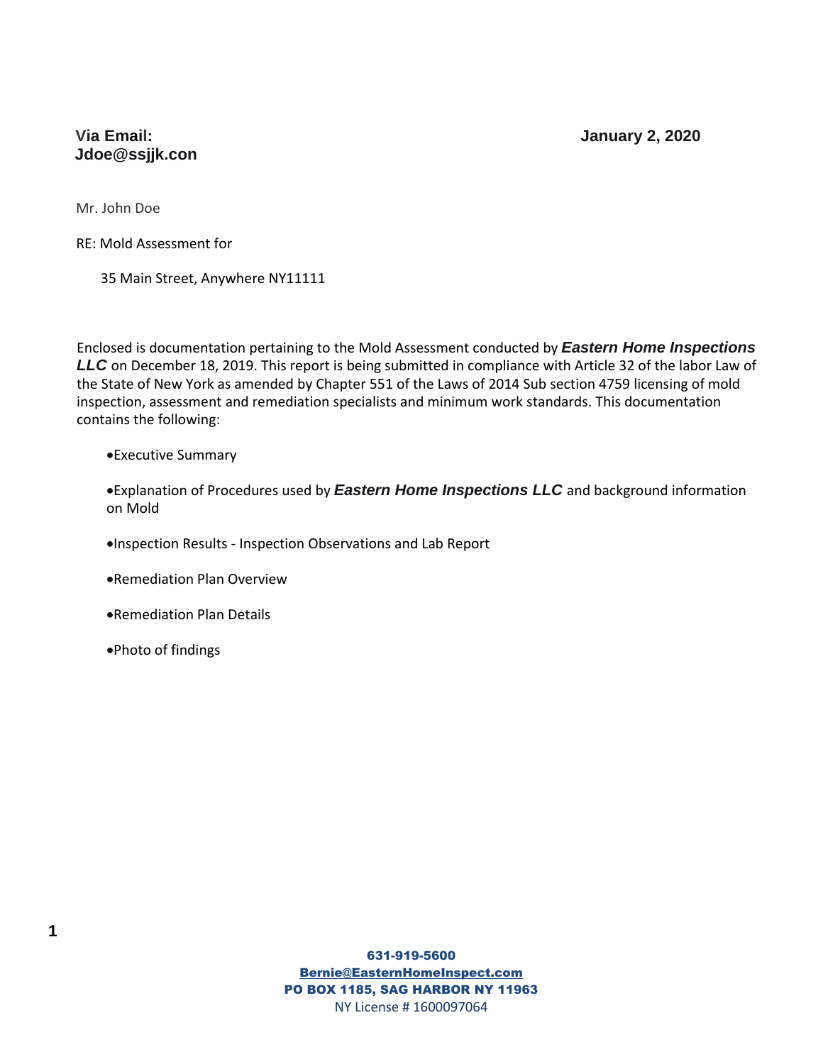**Via Email:**
**Jdoe@ssjjk.con**

**January 2, 2020**

Mr. John Doe

RE: Mold Assessment for

35 Main Street, Anywhere NY11111

Enclosed is documentation pertaining to the Mold Assessment conducted by ***Eastern Home Inspections LLC*** on December 18, 2019. This report is being submitted in compliance with Article 32 of the labor Law of the State of New York as amended by Chapter 551 of the Laws of 2014 Sub section 4759 licensing of mold inspection, assessment and remediation specialists and minimum work standards. This documentation contains the following:

- Executive Summary
- Explanation of Procedures used by ***Eastern Home Inspections LLC*** and background information on Mold
- Inspection Results - Inspection Observations and Lab Report
- Remediation Plan Overview
- Remediation Plan Details
- Photo of findings

**631-919-5600**
**Bernie@EasternHomeInspect.com**
**PO BOX 1185, SAG HARBOR NY 11963**
NY License # 1600097064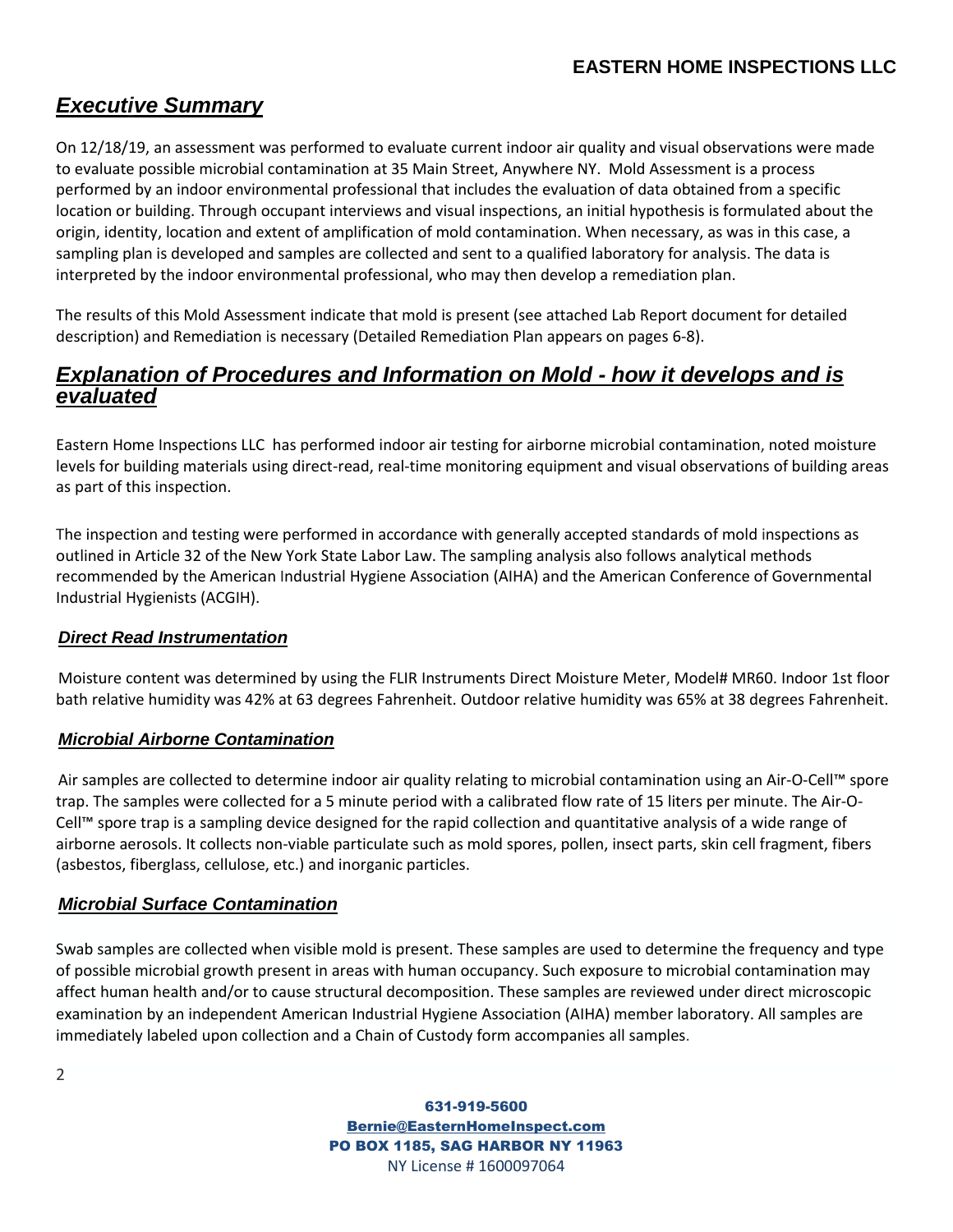## *Executive Summary*

On 12/18/19, an assessment was performed to evaluate current indoor air quality and visual observations were made to evaluate possible microbial contamination at 35 Main Street, Anywhere NY. Mold Assessment is a process performed by an indoor environmental professional that includes the evaluation of data obtained from a specific location or building. Through occupant interviews and visual inspections, an initial hypothesis is formulated about the origin, identity, location and extent of amplification of mold contamination. When necessary, as was in this case, a sampling plan is developed and samples are collected and sent to a qualified laboratory for analysis. The data is interpreted by the indoor environmental professional, who may then develop a remediation plan.

The results of this Mold Assessment indicate that mold is present (see attached Lab Report document for detailed description) and Remediation is necessary (Detailed Remediation Plan appears on pages 6-8).

## *Explanation of Procedures and Information on Mold - how it develops and is evaluated*

Eastern Home Inspections LLC has performed indoor air testing for airborne microbial contamination, noted moisture levels for building materials using direct-read, real-time monitoring equipment and visual observations of building areas as part of this inspection.

The inspection and testing were performed in accordance with generally accepted standards of mold inspections as outlined in Article 32 of the New York State Labor Law. The sampling analysis also follows analytical methods recommended by the American Industrial Hygiene Association (AIHA) and the American Conference of Governmental Industrial Hygienists (ACGIH).

### *Direct Read Instrumentation*

Moisture content was determined by using the FLIR Instruments Direct Moisture Meter, Model# MR60. Indoor 1st floor bath relative humidity was 42% at 63 degrees Fahrenheit. Outdoor relative humidity was 65% at 38 degrees Fahrenheit.

### *Microbial Airborne Contamination*

Air samples are collected to determine indoor air quality relating to microbial contamination using an Air-O-Cell™ spore trap. The samples were collected for a 5 minute period with a calibrated flow rate of 15 liters per minute. The Air-O-Cell™ spore trap is a sampling device designed for the rapid collection and quantitative analysis of a wide range of airborne aerosols. It collects non-viable particulate such as mold spores, pollen, insect parts, skin cell fragment, fibers (asbestos, fiberglass, cellulose, etc.) and inorganic particles.

### *Microbial Surface Contamination*

Swab samples are collected when visible mold is present. These samples are used to determine the frequency and type of possible microbial growth present in areas with human occupancy. Such exposure to microbial contamination may affect human health and/or to cause structural decomposition. These samples are reviewed under direct microscopic examination by an independent American Industrial Hygiene Association (AIHA) member laboratory. All samples are immediately labeled upon collection and a Chain of Custody form accompanies all samples.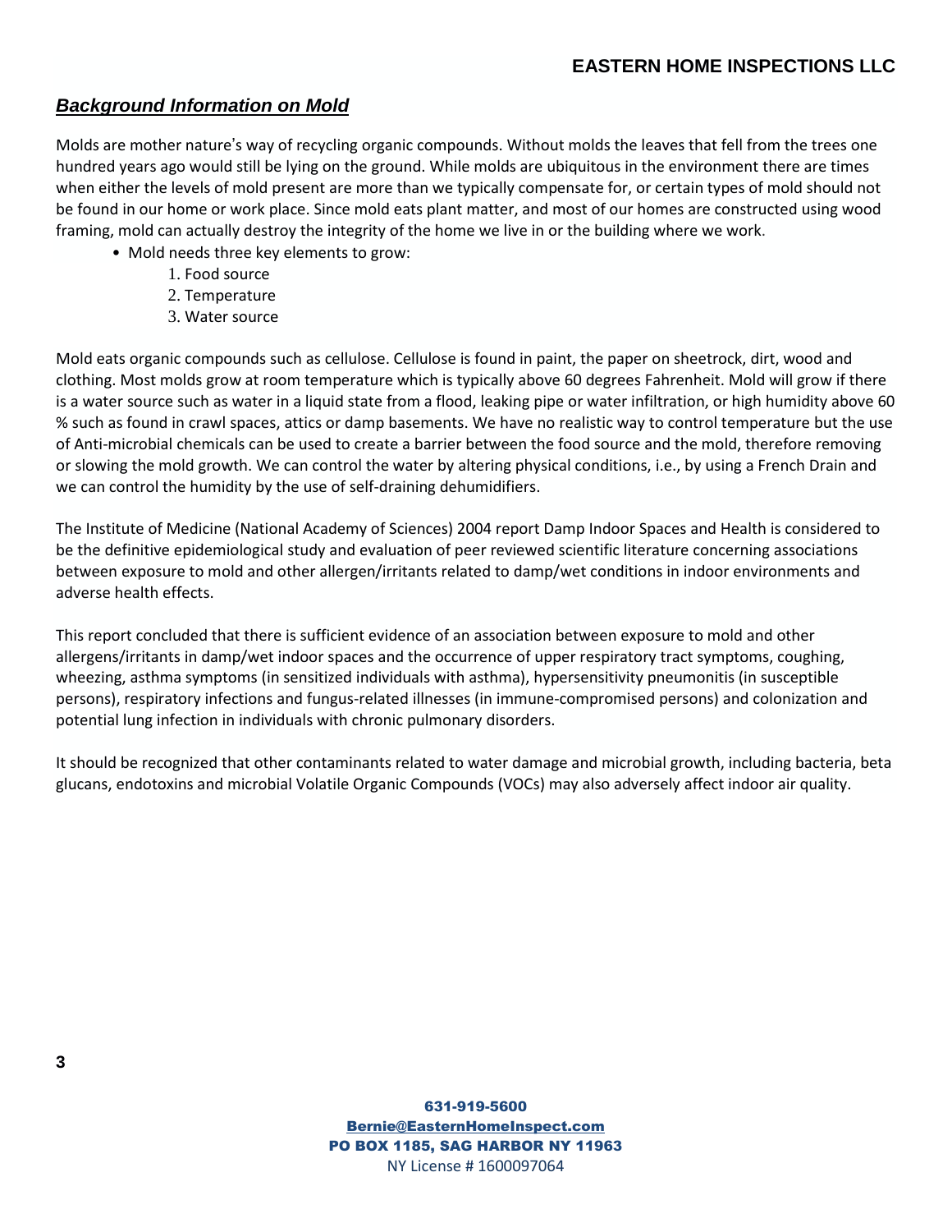## ***Background Information on Mold***

Molds are mother nature's way of recycling organic compounds. Without molds the leaves that fell from the trees one hundred years ago would still be lying on the ground. While molds are ubiquitous in the environment there are times when either the levels of mold present are more than we typically compensate for, or certain types of mold should not be found in our home or work place. Since mold eats plant matter, and most of our homes are constructed using wood framing, mold can actually destroy the integrity of the home we live in or the building where we work.

- Mold needs three key elements to grow:
    1. Food source
    2. Temperature
    3. Water source

Mold eats organic compounds such as cellulose. Cellulose is found in paint, the paper on sheetrock, dirt, wood and clothing. Most molds grow at room temperature which is typically above 60 degrees Fahrenheit. Mold will grow if there is a water source such as water in a liquid state from a flood, leaking pipe or water infiltration, or high humidity above 60 % such as found in crawl spaces, attics or damp basements. We have no realistic way to control temperature but the use of Anti-microbial chemicals can be used to create a barrier between the food source and the mold, therefore removing or slowing the mold growth. We can control the water by altering physical conditions, i.e., by using a French Drain and we can control the humidity by the use of self-draining dehumidifiers.

The Institute of Medicine (National Academy of Sciences) 2004 report Damp Indoor Spaces and Health is considered to be the definitive epidemiological study and evaluation of peer reviewed scientific literature concerning associations between exposure to mold and other allergen/irritants related to damp/wet conditions in indoor environments and adverse health effects.

This report concluded that there is sufficient evidence of an association between exposure to mold and other allergens/irritants in damp/wet indoor spaces and the occurrence of upper respiratory tract symptoms, coughing, wheezing, asthma symptoms (in sensitized individuals with asthma), hypersensitivity pneumonitis (in susceptible persons), respiratory infections and fungus-related illnesses (in immune-compromised persons) and colonization and potential lung infection in individuals with chronic pulmonary disorders.

It should be recognized that other contaminants related to water damage and microbial growth, including bacteria, beta glucans, endotoxins and microbial Volatile Organic Compounds (VOCs) may also adversely affect indoor air quality.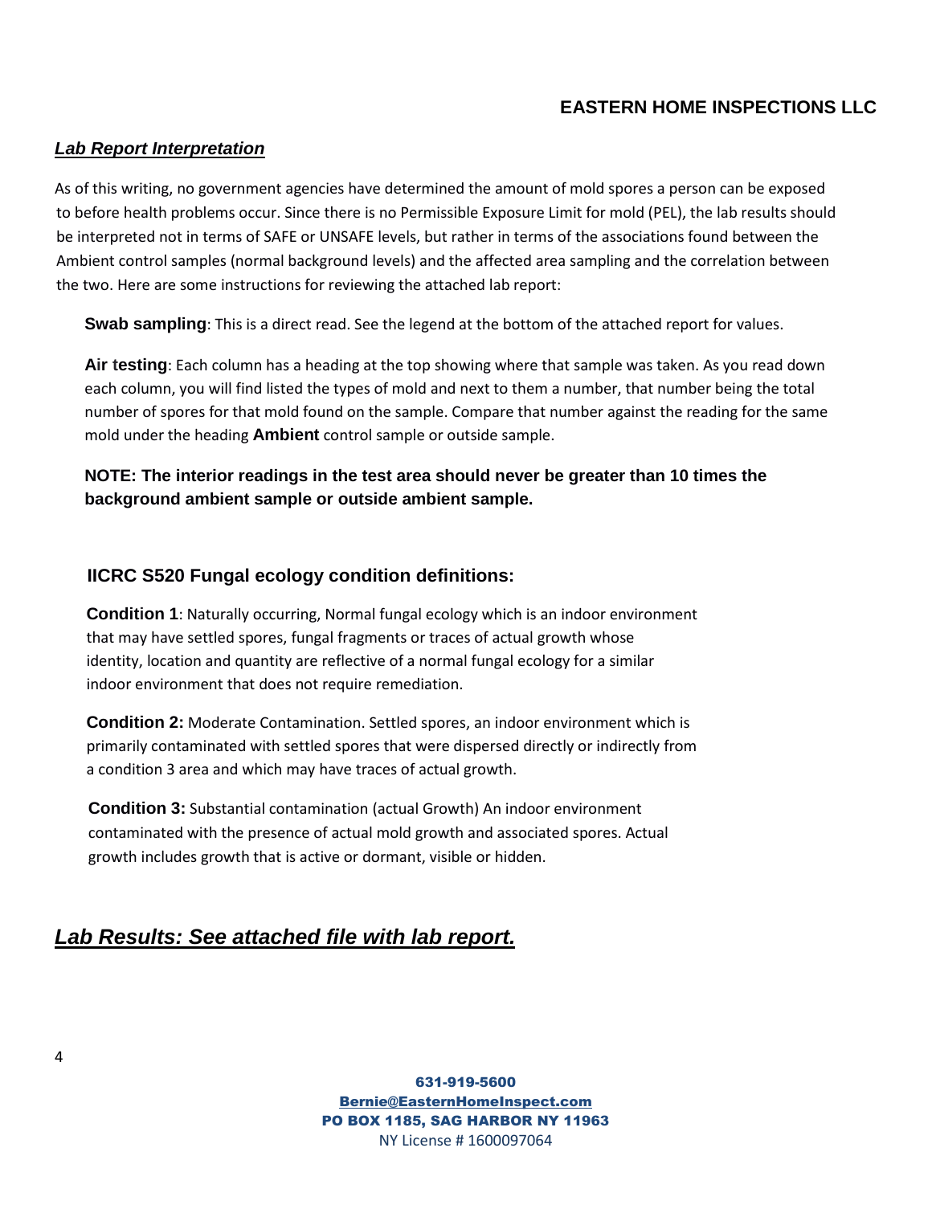## *Lab Report Interpretation*

As of this writing, no government agencies have determined the amount of mold spores a person can be exposed to before health problems occur. Since there is no Permissible Exposure Limit for mold (PEL), the lab results should be interpreted not in terms of SAFE or UNSAFE levels, but rather in terms of the associations found between the Ambient control samples (normal background levels) and the affected area sampling and the correlation between the two. Here are some instructions for reviewing the attached lab report:

**Swab sampling**: This is a direct read. See the legend at the bottom of the attached report for values.

**Air testing**: Each column has a heading at the top showing where that sample was taken. As you read down each column, you will find listed the types of mold and next to them a number, that number being the total number of spores for that mold found on the sample. Compare that number against the reading for the same mold under the heading **Ambient** control sample or outside sample.

**NOTE: The interior readings in the test area should never be greater than 10 times the background ambient sample or outside ambient sample.**

### IICRC S520 Fungal ecology condition definitions:

**Condition 1**: Naturally occurring, Normal fungal ecology which is an indoor environment that may have settled spores, fungal fragments or traces of actual growth whose identity, location and quantity are reflective of a normal fungal ecology for a similar indoor environment that does not require remediation.

**Condition 2:** Moderate Contamination. Settled spores, an indoor environment which is primarily contaminated with settled spores that were dispersed directly or indirectly from a condition 3 area and which may have traces of actual growth.

**Condition 3:** Substantial contamination (actual Growth) An indoor environment contaminated with the presence of actual mold growth and associated spores. Actual growth includes growth that is active or dormant, visible or hidden.

## *Lab Results: See attached file with lab report.*

631-919-5600
Bernie@EasternHomeInspect.com
PO BOX 1185, SAG HARBOR NY 11963
NY License # 1600097064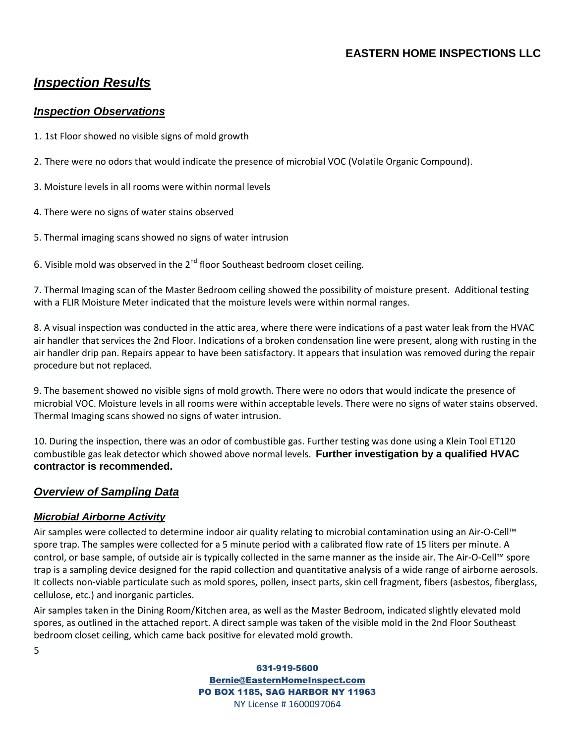# ***Inspection Results***

## ***Inspection Observations***

1. 1st Floor showed no visible signs of mold growth

2. There were no odors that would indicate the presence of microbial VOC (Volatile Organic Compound).

3. Moisture levels in all rooms were within normal levels

4. There were no signs of water stains observed

5. Thermal imaging scans showed no signs of water intrusion

6. Visible mold was observed in the 2nd floor Southeast bedroom closet ceiling.

7. Thermal Imaging scan of the Master Bedroom ceiling showed the possibility of moisture present. Additional testing with a FLIR Moisture Meter indicated that the moisture levels were within normal ranges.

8. A visual inspection was conducted in the attic area, where there were indications of a past water leak from the HVAC air handler that services the 2nd Floor. Indications of a broken condensation line were present, along with rusting in the air handler drip pan. Repairs appear to have been satisfactory. It appears that insulation was removed during the repair procedure but not replaced.

9. The basement showed no visible signs of mold growth. There were no odors that would indicate the presence of microbial VOC. Moisture levels in all rooms were within acceptable levels. There were no signs of water stains observed. Thermal Imaging scans showed no signs of water intrusion.

10. During the inspection, there was an odor of combustible gas. Further testing was done using a Klein Tool ET120 combustible gas leak detector which showed above normal levels. **Further investigation by a qualified HVAC contractor is recommended.**

## ***Overview of Sampling Data***

### ***Microbial Airborne Activity***

Air samples were collected to determine indoor air quality relating to microbial contamination using an Air-O-Cell™ spore trap. The samples were collected for a 5 minute period with a calibrated flow rate of 15 liters per minute. A control, or base sample, of outside air is typically collected in the same manner as the inside air. The Air-O-Cell™ spore trap is a sampling device designed for the rapid collection and quantitative analysis of a wide range of airborne aerosols. It collects non-viable particulate such as mold spores, pollen, insect parts, skin cell fragment, fibers (asbestos, fiberglass, cellulose, etc.) and inorganic particles.

Air samples taken in the Dining Room/Kitchen area, as well as the Master Bedroom, indicated slightly elevated mold spores, as outlined in the attached report. A direct sample was taken of the visible mold in the 2nd Floor Southeast bedroom closet ceiling, which came back positive for elevated mold growth.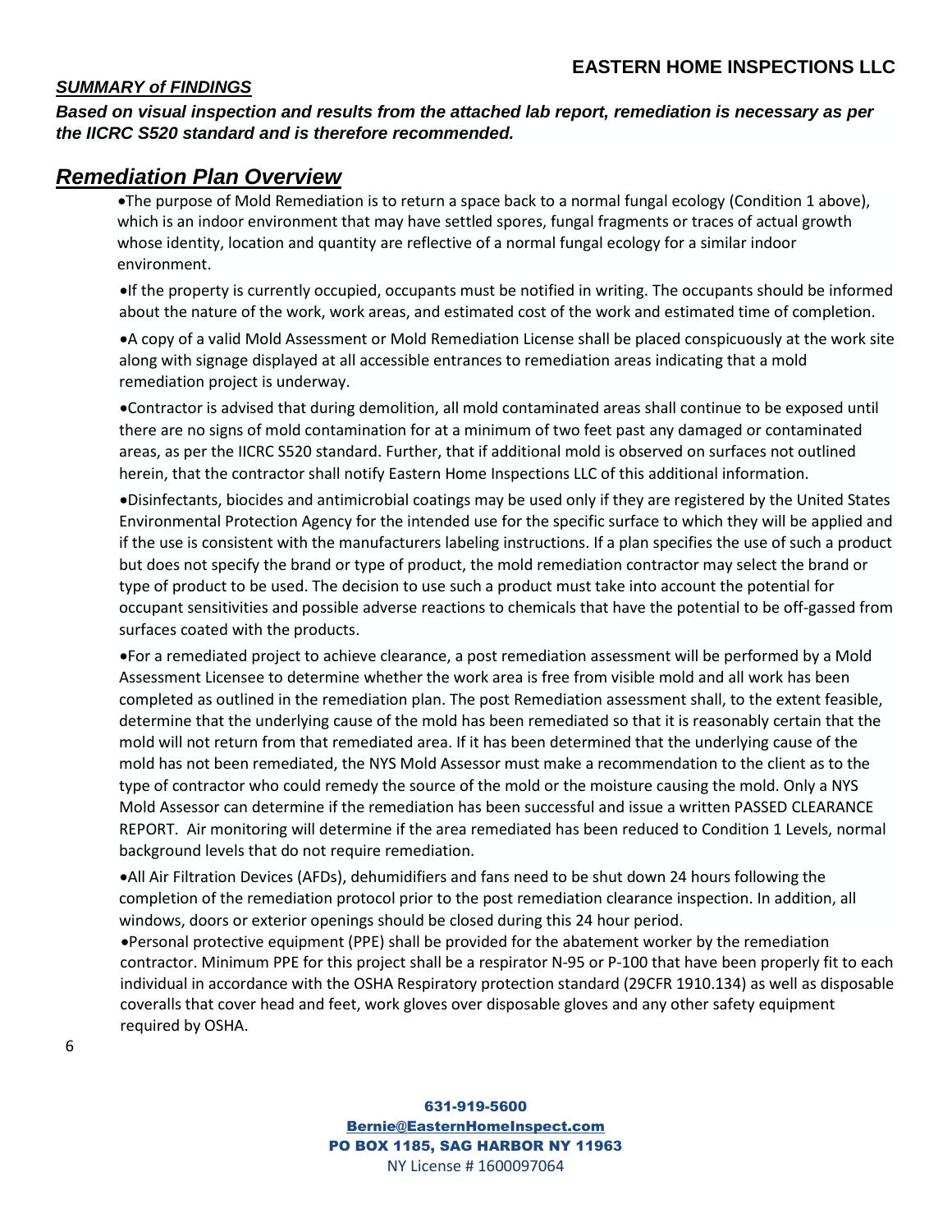***SUMMARY of FINDINGS***

***Based on visual inspection and results from the attached lab report, remediation is necessary as per the IICRC S520 standard and is therefore recommended.***

## *Remediation Plan Overview*

- The purpose of Mold Remediation is to return a space back to a normal fungal ecology (Condition 1 above), which is an indoor environment that may have settled spores, fungal fragments or traces of actual growth whose identity, location and quantity are reflective of a normal fungal ecology for a similar indoor environment.
- If the property is currently occupied, occupants must be notified in writing. The occupants should be informed about the nature of the work, work areas, and estimated cost of the work and estimated time of completion.
- A copy of a valid Mold Assessment or Mold Remediation License shall be placed conspicuously at the work site along with signage displayed at all accessible entrances to remediation areas indicating that a mold remediation project is underway.
- Contractor is advised that during demolition, all mold contaminated areas shall continue to be exposed until there are no signs of mold contamination for at a minimum of two feet past any damaged or contaminated areas, as per the IICRC S520 standard. Further, that if additional mold is observed on surfaces not outlined herein, that the contractor shall notify Eastern Home Inspections LLC of this additional information.
- Disinfectants, biocides and antimicrobial coatings may be used only if they are registered by the United States Environmental Protection Agency for the intended use for the specific surface to which they will be applied and if the use is consistent with the manufacturers labeling instructions. If a plan specifies the use of such a product but does not specify the brand or type of product, the mold remediation contractor may select the brand or type of product to be used. The decision to use such a product must take into account the potential for occupant sensitivities and possible adverse reactions to chemicals that have the potential to be off-gassed from surfaces coated with the products.
- For a remediated project to achieve clearance, a post remediation assessment will be performed by a Mold Assessment Licensee to determine whether the work area is free from visible mold and all work has been completed as outlined in the remediation plan. The post Remediation assessment shall, to the extent feasible, determine that the underlying cause of the mold has been remediated so that it is reasonably certain that the mold will not return from that remediated area. If it has been determined that the underlying cause of the mold has not been remediated, the NYS Mold Assessor must make a recommendation to the client as to the type of contractor who could remedy the source of the mold or the moisture causing the mold. Only a NYS Mold Assessor can determine if the remediation has been successful and issue a written PASSED CLEARANCE REPORT. Air monitoring will determine if the area remediated has been reduced to Condition 1 Levels, normal background levels that do not require remediation.
- All Air Filtration Devices (AFDs), dehumidifiers and fans need to be shut down 24 hours following the completion of the remediation protocol prior to the post remediation clearance inspection. In addition, all windows, doors or exterior openings should be closed during this 24 hour period.
- Personal protective equipment (PPE) shall be provided for the abatement worker by the remediation contractor. Minimum PPE for this project shall be a respirator N-95 or P-100 that have been properly fit to each individual in accordance with the OSHA Respiratory protection standard (29CFR 1910.134) as well as disposable coveralls that cover head and feet, work gloves over disposable gloves and any other safety equipment required by OSHA.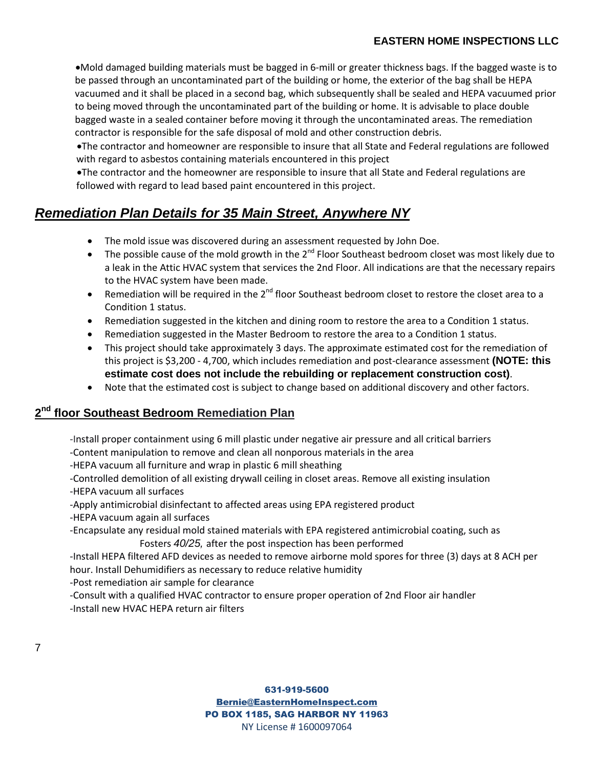- Mold damaged building materials must be bagged in 6-mill or greater thickness bags. If the bagged waste is to be passed through an uncontaminated part of the building or home, the exterior of the bag shall be HEPA vacuumed and it shall be placed in a second bag, which subsequently shall be sealed and HEPA vacuumed prior to being moved through the uncontaminated part of the building or home. It is advisable to place double bagged waste in a sealed container before moving it through the uncontaminated areas. The remediation contractor is responsible for the safe disposal of mold and other construction debris.
- The contractor and homeowner are responsible to insure that all State and Federal regulations are followed with regard to asbestos containing materials encountered in this project
- The contractor and the homeowner are responsible to insure that all State and Federal regulations are followed with regard to lead based paint encountered in this project.

## *Remediation Plan Details for 35 Main Street, Anywhere NY*

- The mold issue was discovered during an assessment requested by John Doe.
- The possible cause of the mold growth in the 2nd Floor Southeast bedroom closet was most likely due to a leak in the Attic HVAC system that services the 2nd Floor. All indications are that the necessary repairs to the HVAC system have been made.
- Remediation will be required in the 2nd floor Southeast bedroom closet to restore the closet area to a Condition 1 status.
- Remediation suggested in the kitchen and dining room to restore the area to a Condition 1 status.
- Remediation suggested in the Master Bedroom to restore the area to a Condition 1 status.
- This project should take approximately 3 days. The approximate estimated cost for the remediation of this project is $3,200 - 4,700, which includes remediation and post-clearance assessment **(NOTE: this estimate cost does not include the rebuilding or replacement construction cost)**.
- Note that the estimated cost is subject to change based on additional discovery and other factors.

## 2nd floor Southeast Bedroom Remediation Plan

-Install proper containment using 6 mill plastic under negative air pressure and all critical barriers
-Content manipulation to remove and clean all nonporous materials in the area
-HEPA vacuum all furniture and wrap in plastic 6 mill sheathing
-Controlled demolition of all existing drywall ceiling in closet areas. Remove all existing insulation
-HEPA vacuum all surfaces
-Apply antimicrobial disinfectant to affected areas using EPA registered product
-HEPA vacuum again all surfaces
-Encapsulate any residual mold stained materials with EPA registered antimicrobial coating, such as Fosters *40/25*, after the post inspection has been performed
-Install HEPA filtered AFD devices as needed to remove airborne mold spores for three (3) days at 8 ACH per hour. Install Dehumidifiers as necessary to reduce relative humidity
-Post remediation air sample for clearance
-Consult with a qualified HVAC contractor to ensure proper operation of 2nd Floor air handler
-Install new HVAC HEPA return air filters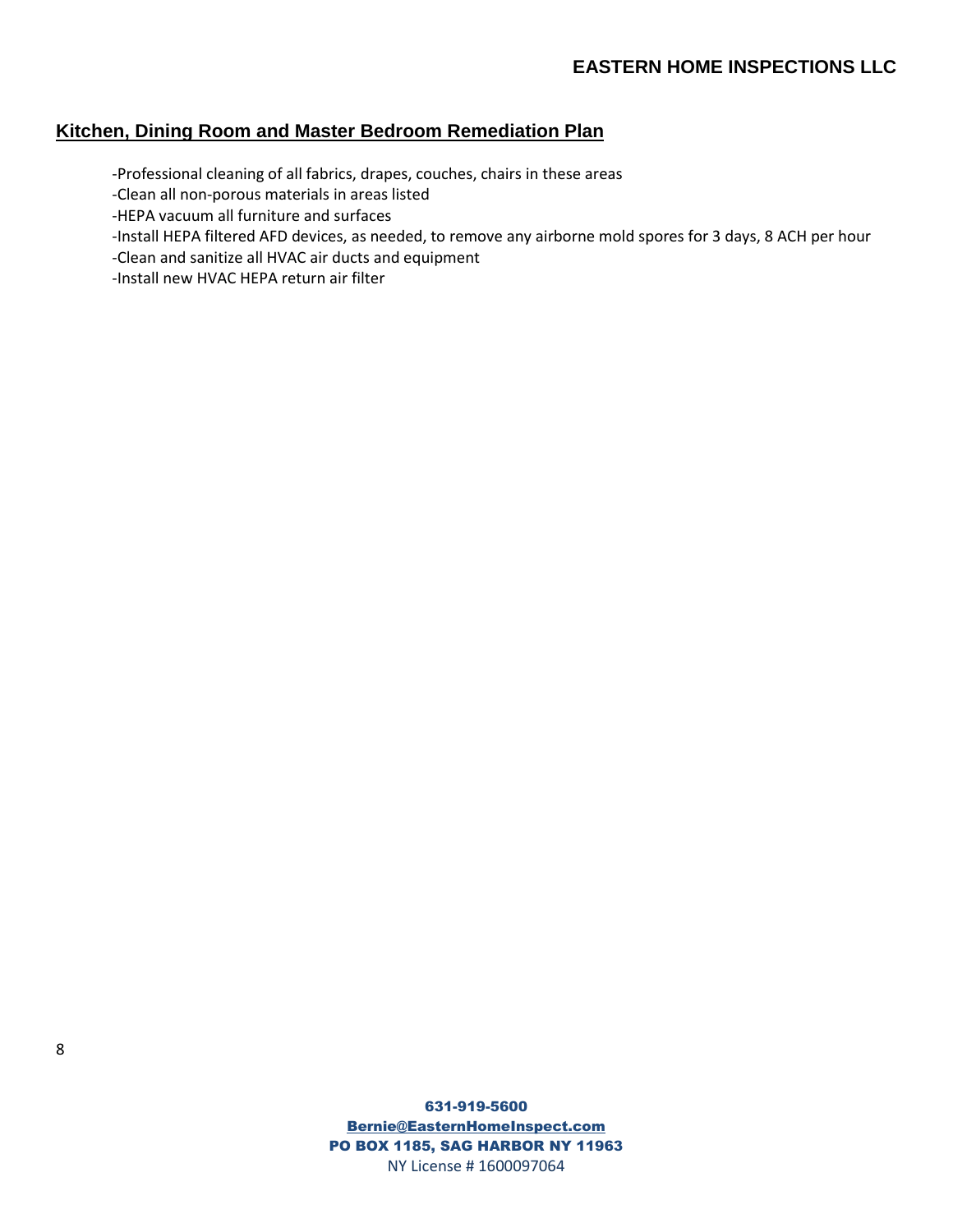## Kitchen, Dining Room and Master Bedroom Remediation Plan

-Professional cleaning of all fabrics, drapes, couches, chairs in these areas
-Clean all non-porous materials in areas listed
-HEPA vacuum all furniture and surfaces
-Install HEPA filtered AFD devices, as needed, to remove any airborne mold spores for 3 days, 8 ACH per hour
-Clean and sanitize all HVAC air ducts and equipment
-Install new HVAC HEPA return air filter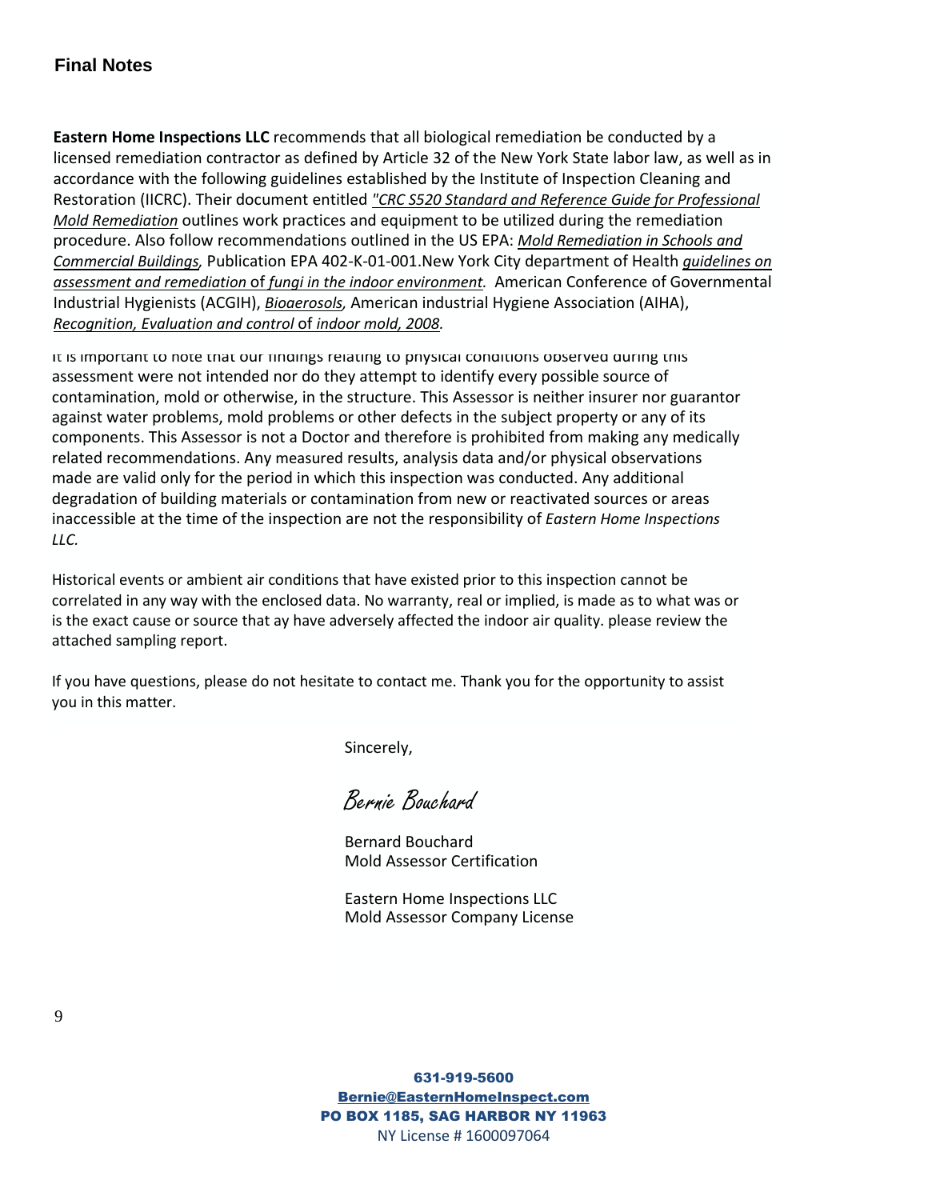## Final Notes

**Eastern Home Inspections LLC** recommends that all biological remediation be conducted by a licensed remediation contractor as defined by Article 32 of the New York State labor law, as well as in accordance with the following guidelines established by the Institute of Inspection Cleaning and Restoration (IICRC). Their document entitled *"CRC S520 Standard and Reference Guide for Professional Mold Remediation* outlines work practices and equipment to be utilized during the remediation procedure. Also follow recommendations outlined in the US EPA: *Mold Remediation in Schools and Commercial Buildings,* Publication EPA 402-K-01-001.New York City department of Health *guidelines on assessment and remediation* of *fungi in the indoor environment.* American Conference of Governmental Industrial Hygienists (ACGIH), *Bioaerosols,* American industrial Hygiene Association (AIHA), *Recognition, Evaluation and control* of *indoor mold, 2008.*

It is important to note that our findings relating to physical conditions observed during this assessment were not intended nor do they attempt to identify every possible source of contamination, mold or otherwise, in the structure. This Assessor is neither insurer nor guarantor against water problems, mold problems or other defects in the subject property or any of its components. This Assessor is not a Doctor and therefore is prohibited from making any medically related recommendations. Any measured results, analysis data and/or physical observations made are valid only for the period in which this inspection was conducted. Any additional degradation of building materials or contamination from new or reactivated sources or areas inaccessible at the time of the inspection are not the responsibility of *Eastern Home Inspections LLC.*

Historical events or ambient air conditions that have existed prior to this inspection cannot be correlated in any way with the enclosed data. No warranty, real or implied, is made as to what was or is the exact cause or source that ay have adversely affected the indoor air quality. please review the attached sampling report.

If you have questions, please do not hesitate to contact me. Thank you for the opportunity to assist you in this matter.

Sincerely,

*Bernie Bouchard*

Bernard Bouchard
Mold Assessor Certification

Eastern Home Inspections LLC
Mold Assessor Company License

**631-919-5600**
**Bernie@EasternHomeInspect.com**
**PO BOX 1185, SAG HARBOR NY 11963**
NY License # 1600097064